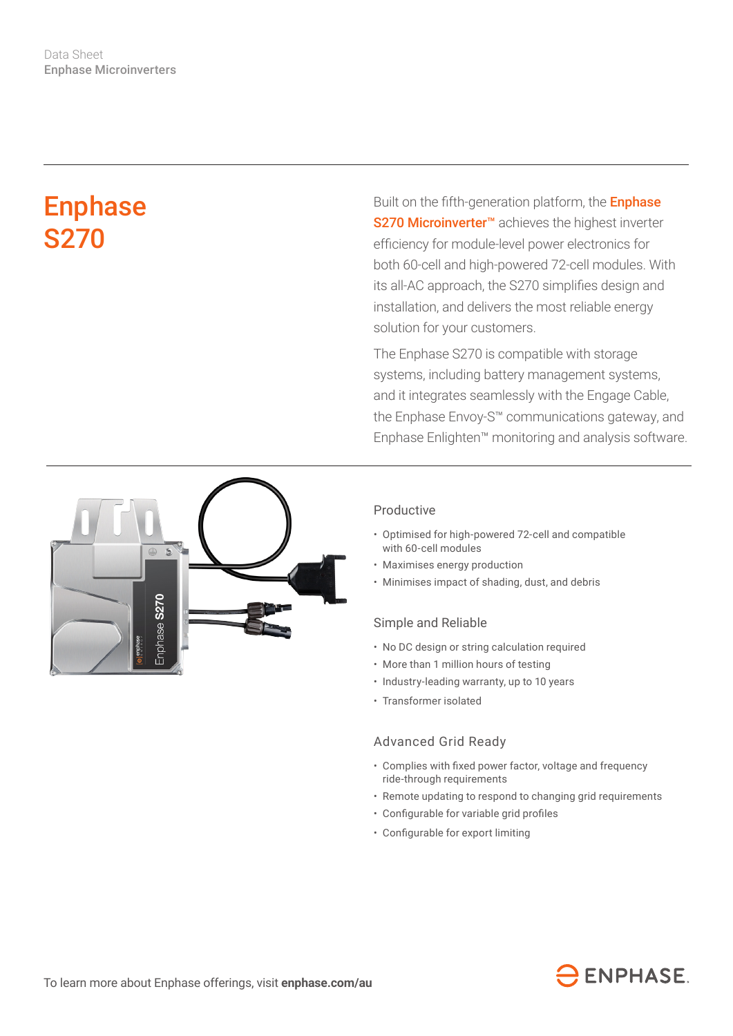Data Sheet
**Enphase Microinverters**

# Enphase S270

Built on the fifth-generation platform, the **Enphase S270 Microinverter™** achieves the highest inverter efficiency for module-level power electronics for both 60-cell and high-powered 72-cell modules. With its all-AC approach, the S270 simplifies design and installation, and delivers the most reliable energy solution for your customers.

The Enphase S270 is compatible with storage systems, including battery management systems, and it integrates seamlessly with the Engage Cable, the Enphase Envoy-S™ communications gateway, and Enphase Enlighten™ monitoring and analysis software.

## Productive

- Optimised for high-powered 72-cell and compatible with 60-cell modules
- Maximises energy production
- Minimises impact of shading, dust, and debris

## Simple and Reliable

- No DC design or string calculation required
- More than 1 million hours of testing
- Industry-leading warranty, up to 10 years
- Transformer isolated

## Advanced Grid Ready

- Complies with fixed power factor, voltage and frequency ride-through requirements
- Remote updating to respond to changing grid requirements
- Configurable for variable grid profiles
- Configurable for export limiting

To learn more about Enphase offerings, visit **enphase.com/au**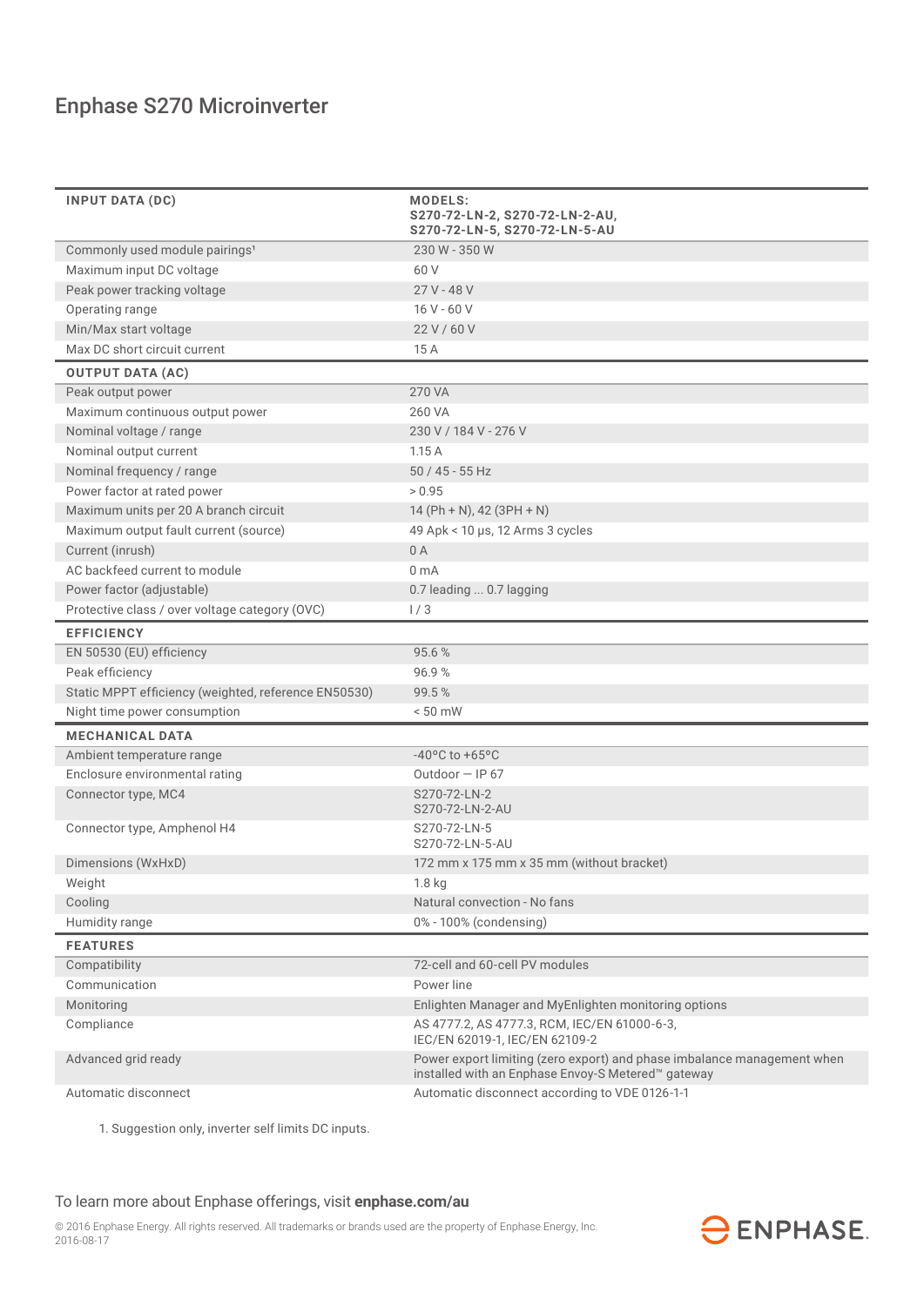# Enphase S270 Microinverter

| INPUT DATA (DC) | MODELS: S270-72-LN-2, S270-72-LN-2-AU, S270-72-LN-5, S270-72-LN-5-AU |
| --- | --- |
| Commonly used module pairings[1] | 230 W - 350 W |
| Maximum input DC voltage | 60 V |
| Peak power tracking voltage | 27 V - 48 V |
| Operating range | 16 V - 60 V |
| Min/Max start voltage | 22 V / 60 V |
| Max DC short circuit current | 15 A |
| **OUTPUT DATA (AC)** | |
| Peak output power | 270 VA |
| Maximum continuous output power | 260 VA |
| Nominal voltage / range | 230 V / 184 V - 276 V |
| Nominal output current | 1.15 A |
| Nominal frequency / range | 50 / 45 - 55 Hz |
| Power factor at rated power | > 0.95 |
| Maximum units per 20 A branch circuit | 14 (Ph + N), 42 (3PH + N) |
| Maximum output fault current (source) | 49 Apk < 10 µs, 12 Arms 3 cycles |
| Current (inrush) | 0 A |
| AC backfeed current to module | 0 mA |
| Power factor (adjustable) | 0.7 leading ... 0.7 lagging |
| Protective class / over voltage category (OVC) | I / 3 |
| **EFFICIENCY** | |
| EN 50530 (EU) efficiency | 95.6 % |
| Peak efficiency | 96.9 % |
| Static MPPT efficiency (weighted, reference EN50530) | 99.5 % |
| Night time power consumption | < 50 mW |
| **MECHANICAL DATA** | |
| Ambient temperature range | -40°C to +65°C |
| Enclosure environmental rating | Outdoor — IP 67 |
| Connector type, MC4 | S270-72-LN-2<br>S270-72-LN-2-AU |
| Connector type, Amphenol H4 | S270-72-LN-5<br>S270-72-LN-5-AU |
| Dimensions (WxHxD) | 172 mm x 175 mm x 35 mm (without bracket) |
| Weight | 1.8 kg |
| Cooling | Natural convection - No fans |
| Humidity range | 0% - 100% (condensing) |
| **FEATURES** | |
| Compatibility | 72-cell and 60-cell PV modules |
| Communication | Power line |
| Monitoring | Enlighten Manager and MyEnlighten monitoring options |
| Compliance | AS 4777.2, AS 4777.3, RCM, IEC/EN 61000-6-3, IEC/EN 62019-1, IEC/EN 62109-2 |
| Advanced grid ready | Power export limiting (zero export) and phase imbalance management when installed with an Enphase Envoy-S Metered™ gateway |
| Automatic disconnect | Automatic disconnect according to VDE 0126-1-1 |

1. Suggestion only, inverter self limits DC inputs.

To learn more about Enphase offerings, visit **enphase.com/au**

© 2016 Enphase Energy. All rights reserved. All trademarks or brands used are the property of Enphase Energy, Inc.
2016-08-17

ENPHASE.